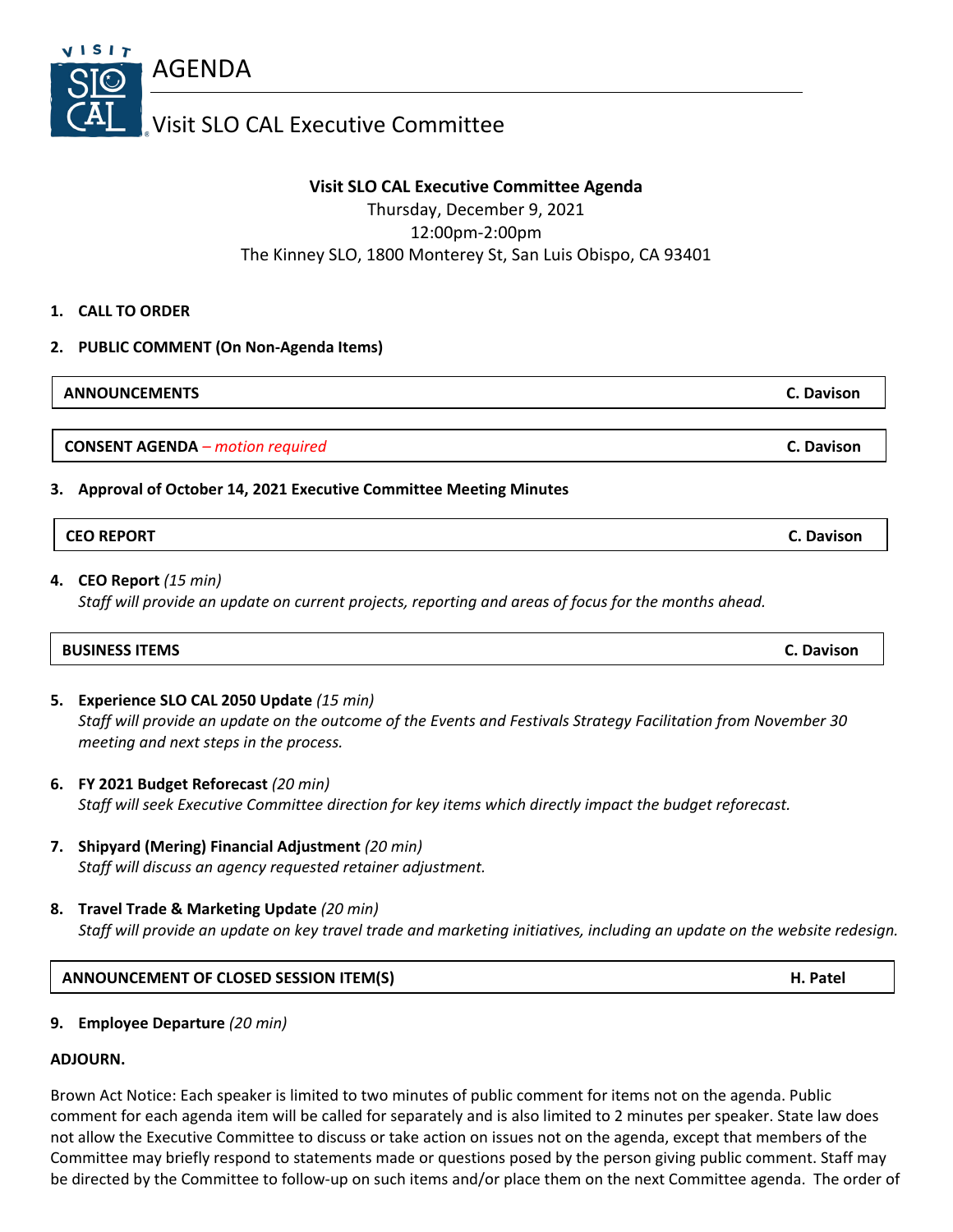# AGENDA

## Visit SLO CAL Executive Committee

**Visit SLO CAL Executive Committee Agenda**
Thursday, December 9, 2021
12:00pm-2:00pm
The Kinney SLO, 1800 Monterey St, San Luis Obispo, CA 93401

1. **CALL TO ORDER**
2. **PUBLIC COMMENT (On Non-Agenda Items)**

| **ANNOUNCEMENTS** | **C. Davison** |
|---|---|

| **CONSENT AGENDA** *– motion required* | **C. Davison** |
|---|---|

3. **Approval of October 14, 2021 Executive Committee Meeting Minutes**

| **CEO REPORT** | **C. Davison** |
|---|---|

4. **CEO Report** *(15 min)*
   *Staff will provide an update on current projects, reporting and areas of focus for the months ahead.*

| **BUSINESS ITEMS** | **C. Davison** |
|---|---|

5. **Experience SLO CAL 2050 Update** *(15 min)*
   *Staff will provide an update on the outcome of the Events and Festivals Strategy Facilitation from November 30 meeting and next steps in the process.*

6. **FY 2021 Budget Reforecast** *(20 min)*
   *Staff will seek Executive Committee direction for key items which directly impact the budget reforecast.*

7. **Shipyard (Mering) Financial Adjustment** *(20 min)*
   *Staff will discuss an agency requested retainer adjustment.*

8. **Travel Trade & Marketing Update** *(20 min)*
   *Staff will provide an update on key travel trade and marketing initiatives, including an update on the website redesign.*

| **ANNOUNCEMENT OF CLOSED SESSION ITEM(S)** | **H. Patel** |
|---|---|

9. **Employee Departure** *(20 min)*

**ADJOURN.**

Brown Act Notice: Each speaker is limited to two minutes of public comment for items not on the agenda. Public comment for each agenda item will be called for separately and is also limited to 2 minutes per speaker. State law does not allow the Executive Committee to discuss or take action on issues not on the agenda, except that members of the Committee may briefly respond to statements made or questions posed by the person giving public comment. Staff may be directed by the Committee to follow-up on such items and/or place them on the next Committee agenda. The order of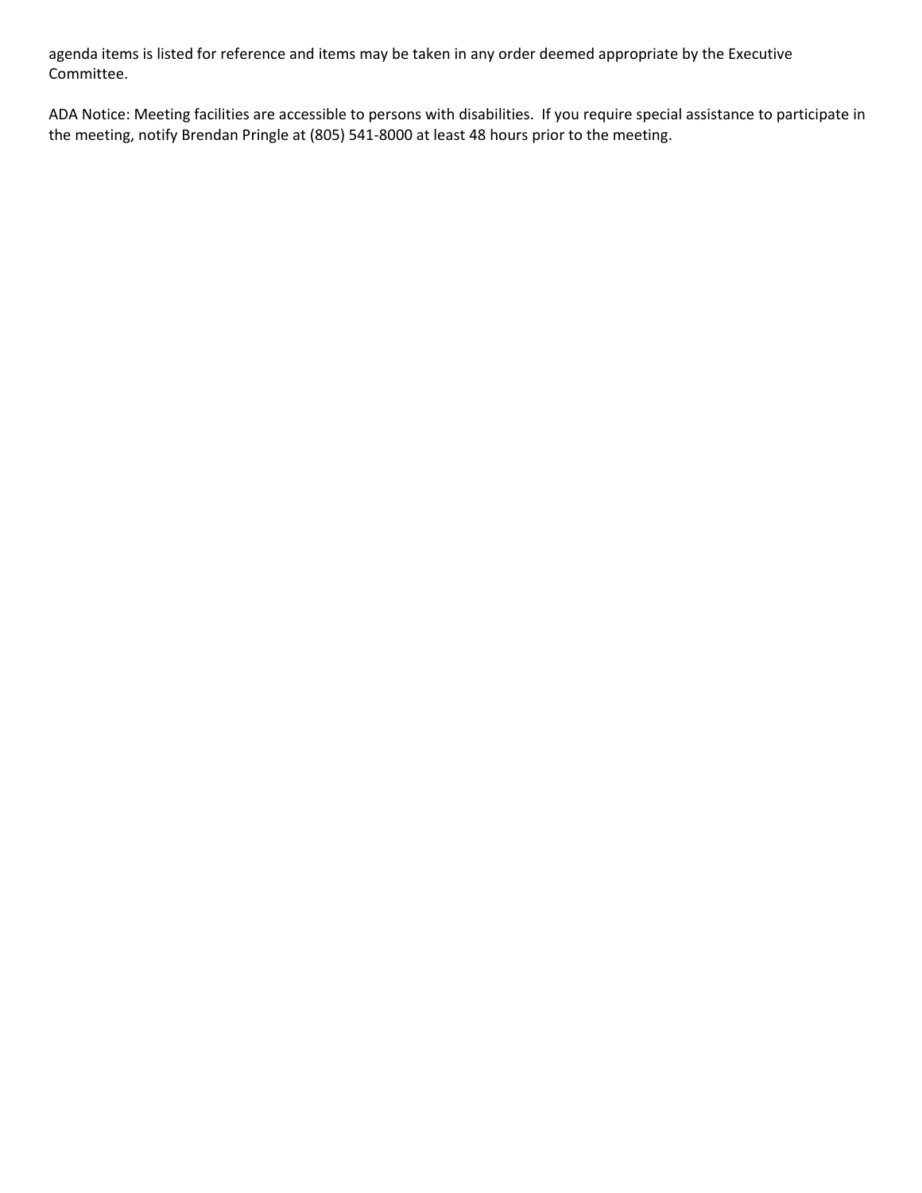agenda items is listed for reference and items may be taken in any order deemed appropriate by the Executive Committee.

ADA Notice: Meeting facilities are accessible to persons with disabilities. If you require special assistance to participate in the meeting, notify Brendan Pringle at (805) 541-8000 at least 48 hours prior to the meeting.